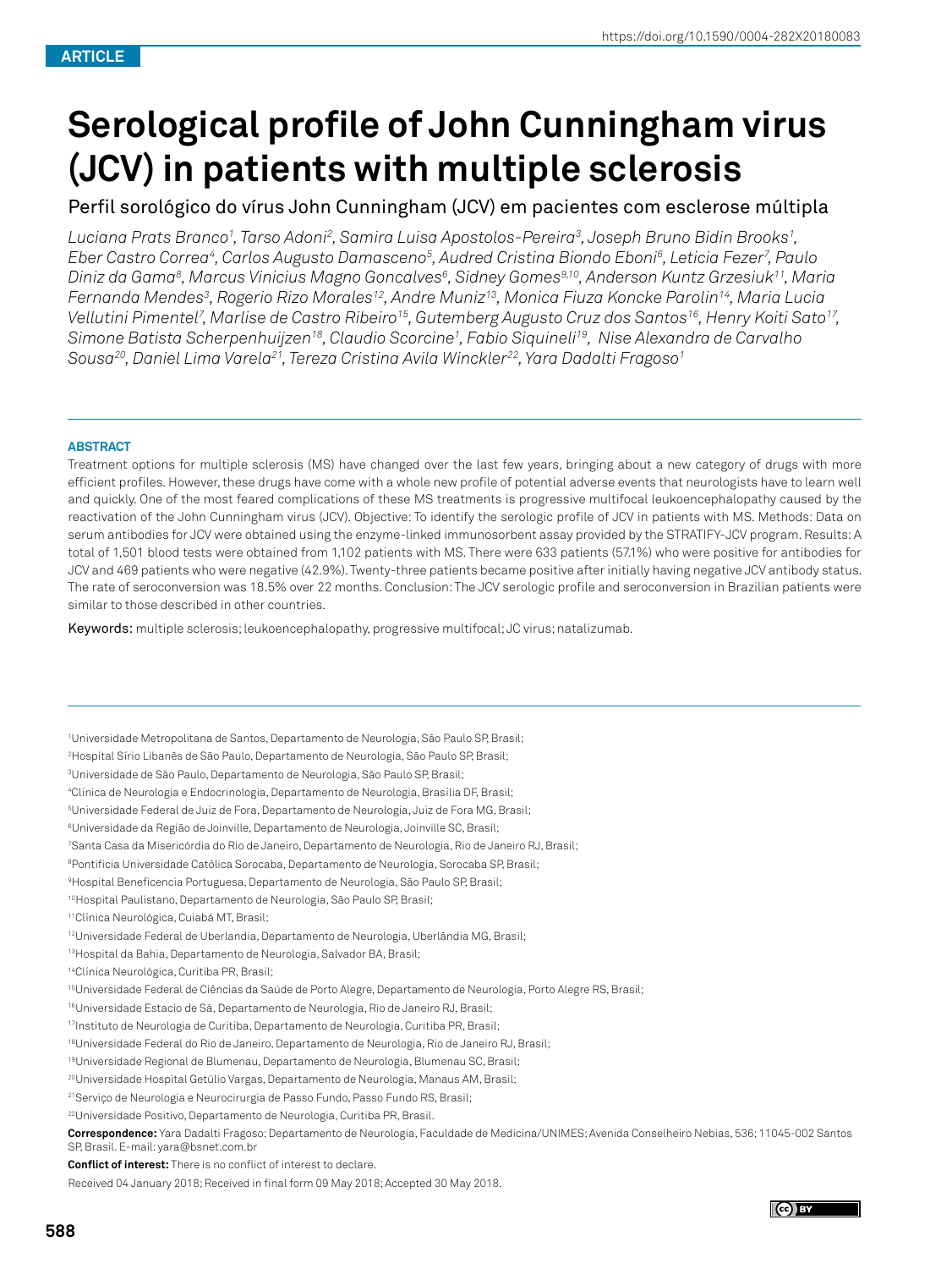ARTICLE

# Serological profile of John Cunningham virus (JCV) in patients with multiple sclerosis

Perfil sorológico do vírus John Cunningham (JCV) em pacientes com esclerose múltipla

*Luciana Prats Branco[1], Tarso Adoni[2], Samira Luisa Apostolos-Pereira[3], Joseph Bruno Bidin Brooks[1], Eber Castro Correa[4], Carlos Augusto Damasceno[5], Audred Cristina Biondo Eboni[6], Leticia Fezer[7], Paulo Diniz da Gama[8], Marcus Vinicius Magno Goncalves[6], Sidney Gomes[9,10], Anderson Kuntz Grzesiuk[11], Maria Fernanda Mendes[3], Rogerio Rizo Morales[12], Andre Muniz[13], Monica Fiuza Koncke Parolin[14], Maria Lucia Vellutini Pimentel[7], Marlise de Castro Ribeiro[15], Gutemberg Augusto Cruz dos Santos[16], Henry Koiti Sato[17], Simone Batista Scherpenhuijzen[18], Claudio Scorcine[1], Fabio Siquineli[19], Nise Alexandra de Carvalho Sousa[20], Daniel Lima Varela[21], Tereza Cristina Avila Winckler[22], Yara Dadalti Fragoso[1]*

## ABSTRACT

Treatment options for multiple sclerosis (MS) have changed over the last few years, bringing about a new category of drugs with more efficient profiles. However, these drugs have come with a whole new profile of potential adverse events that neurologists have to learn well and quickly. One of the most feared complications of these MS treatments is progressive multifocal leukoencephalopathy caused by the reactivation of the John Cunningham virus (JCV). Objective: To identify the serologic profile of JCV in patients with MS. Methods: Data on serum antibodies for JCV were obtained using the enzyme-linked immunosorbent assay provided by the STRATIFY-JCV program. Results: A total of 1,501 blood tests were obtained from 1,102 patients with MS. There were 633 patients (57.1%) who were positive for antibodies for JCV and 469 patients who were negative (42.9%). Twenty-three patients became positive after initially having negative JCV antibody status. The rate of seroconversion was 18.5% over 22 months. Conclusion: The JCV serologic profile and seroconversion in Brazilian patients were similar to those described in other countries.

Keywords: multiple sclerosis; leukoencephalopathy, progressive multifocal; JC virus; natalizumab.

[1]Universidade Metropolitana de Santos, Departamento de Neurologia, São Paulo SP, Brasil;
[2]Hospital Sírio Libanês de São Paulo, Departamento de Neurologia, São Paulo SP, Brasil;
[3]Universidade de São Paulo, Departamento de Neurologia, São Paulo SP, Brasil;
[4]Clínica de Neurologia e Endocrinologia, Departamento de Neurologia, Brasília DF, Brasil;
[5]Universidade Federal de Juiz de Fora, Departamento de Neurologia, Juiz de Fora MG, Brasil;
[6]Universidade da Região de Joinville, Departamento de Neurologia, Joinville SC, Brasil;
[7]Santa Casa da Misericórdia do Rio de Janeiro, Departamento de Neurologia, Rio de Janeiro RJ, Brasil;
[8]Pontificia Universidade Católica Sorocaba, Departamento de Neurologia, Sorocaba SP, Brasil;
[9]Hospital Beneficencia Portuguesa, Departamento de Neurologia, São Paulo SP, Brasil;
[10]Hospital Paulistano, Departamento de Neurologia, São Paulo SP, Brasil;
[11]Clínica Neurológica, Cuiabá MT, Brasil;
[12]Universidade Federal de Uberlandia, Departamento de Neurologia, Uberlândia MG, Brasil;
[13]Hospital da Bahia, Departamento de Neurologia, Salvador BA, Brasil;
[14]Clínica Neurológica, Curitiba PR, Brasil;
[15]Universidade Federal de Ciências da Saúde de Porto Alegre, Departamento de Neurologia, Porto Alegre RS, Brasil;
[16]Universidade Estacio de Sá, Departamento de Neurologia, Rio de Janeiro RJ, Brasil;
[17]Instituto de Neurologia de Curitiba, Departamento de Neurologia, Curitiba PR, Brasil;
[18]Universidade Federal do Rio de Janeiro, Departamento de Neurologia, Rio de Janeiro RJ, Brasil;
[19]Universidade Regional de Blumenau, Departamento de Neurologia, Blumenau SC, Brasil;
[20]Universidade Hospital Getúlio Vargas, Departamento de Neurologia, Manaus AM, Brasil;
[21]Serviço de Neurologia e Neurocirurgia de Passo Fundo, Passo Fundo RS, Brasil;
[22]Universidade Positivo, Departamento de Neurologia, Curitiba PR, Brasil.

**Correspondence:** Yara Dadalti Fragoso; Departamento de Neurologia, Faculdade de Medicina/UNIMES; Avenida Conselheiro Nebias, 536; 11045-002 Santos SP, Brasil. E-mail: yara@bsnet.com.br

**Conflict of interest:** There is no conflict of interest to declare.

Received 04 January 2018; Received in final form 09 May 2018; Accepted 30 May 2018.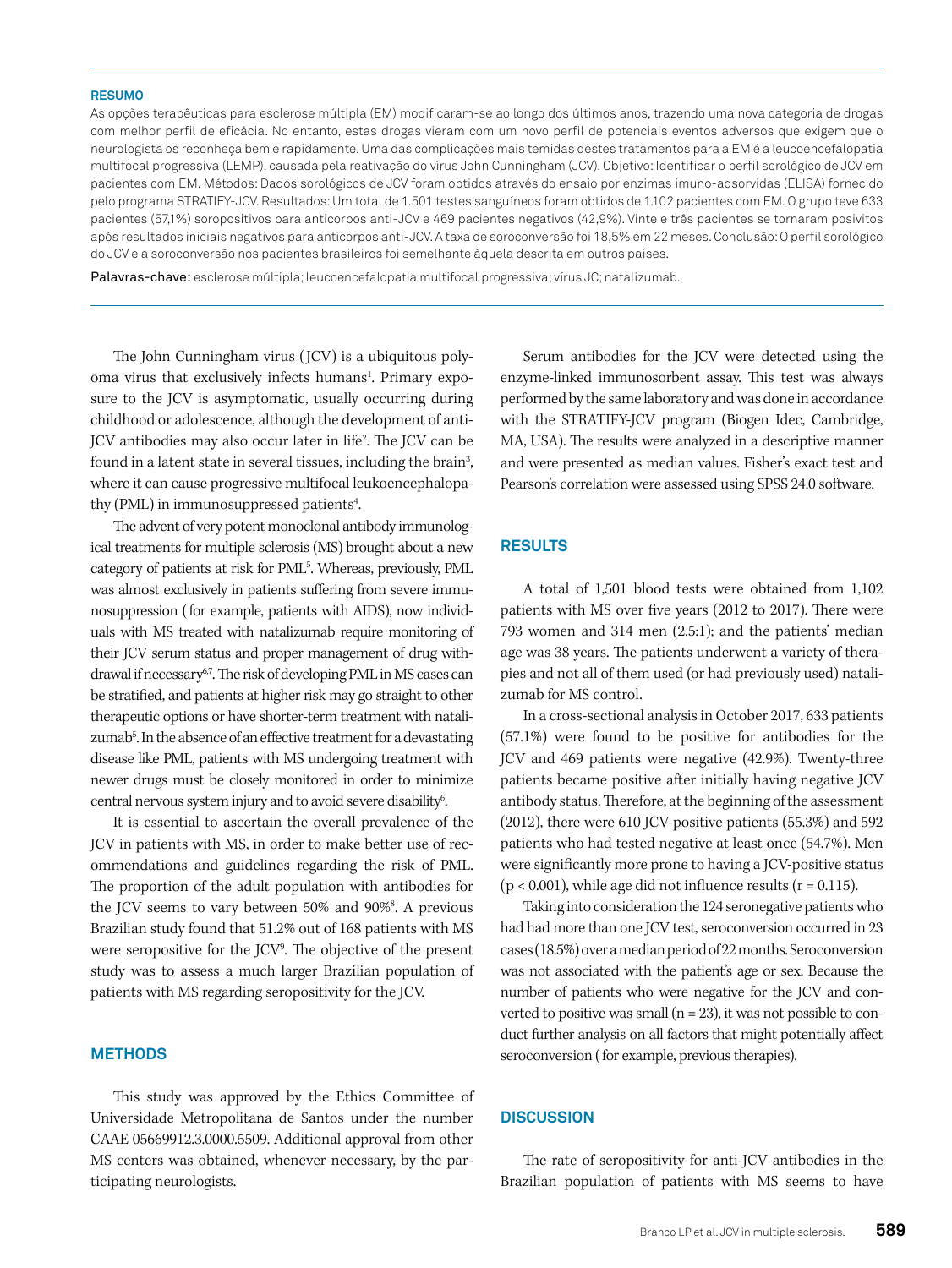### RESUMO

As opções terapêuticas para esclerose múltipla (EM) modificaram-se ao longo dos últimos anos, trazendo uma nova categoria de drogas com melhor perfil de eficácia. No entanto, estas drogas vieram com um novo perfil de potenciais eventos adversos que exigem que o neurologista os reconheça bem e rapidamente. Uma das complicações mais temidas destes tratamentos para a EM é a leucoencefalopatia multifocal progressiva (LEMP), causada pela reativação do vírus John Cunningham (JCV). Objetivo: Identificar o perfil sorológico de JCV em pacientes com EM. Métodos: Dados sorológicos de JCV foram obtidos através do ensaio por enzimas imuno-adsorvidas (ELISA) fornecido pelo programa STRATIFY-JCV. Resultados: Um total de 1.501 testes sanguíneos foram obtidos de 1.102 pacientes com EM. O grupo teve 633 pacientes (57,1%) soropositivos para anticorpos anti-JCV e 469 pacientes negativos (42,9%). Vinte e três pacientes se tornaram posivitos após resultados iniciais negativos para anticorpos anti-JCV. A taxa de soroconversão foi 18,5% em 22 meses. Conclusão: O perfil sorológico do JCV e a soroconversão nos pacientes brasileiros foi semelhante àquela descrita em outros países.

Palavras-chave: esclerose múltipla; leucoencefalopatia multifocal progressiva; vírus JC; natalizumab.

The John Cunningham virus (JCV) is a ubiquitous polyoma virus that exclusively infects humans[1]. Primary exposure to the JCV is asymptomatic, usually occurring during childhood or adolescence, although the development of anti-JCV antibodies may also occur later in life[2]. The JCV can be found in a latent state in several tissues, including the brain[3], where it can cause progressive multifocal leukoencephalopathy (PML) in immunosuppressed patients[4].

The advent of very potent monoclonal antibody immunological treatments for multiple sclerosis (MS) brought about a new category of patients at risk for PML[5]. Whereas, previously, PML was almost exclusively in patients suffering from severe immunosuppression (for example, patients with AIDS), now individuals with MS treated with natalizumab require monitoring of their JCV serum status and proper management of drug withdrawal if necessary[6,7]. The risk of developing PML in MS cases can be stratified, and patients at higher risk may go straight to other therapeutic options or have shorter-term treatment with natalizumab[5]. In the absence of an effective treatment for a devastating disease like PML, patients with MS undergoing treatment with newer drugs must be closely monitored in order to minimize central nervous system injury and to avoid severe disability[6].

It is essential to ascertain the overall prevalence of the JCV in patients with MS, in order to make better use of recommendations and guidelines regarding the risk of PML. The proportion of the adult population with antibodies for the JCV seems to vary between 50% and 90%[8]. A previous Brazilian study found that 51.2% out of 168 patients with MS were seropositive for the JCV[9]. The objective of the present study was to assess a much larger Brazilian population of patients with MS regarding seropositivity for the JCV.

## METHODS

This study was approved by the Ethics Committee of Universidade Metropolitana de Santos under the number CAAE 05669912.3.0000.5509. Additional approval from other MS centers was obtained, whenever necessary, by the participating neurologists.

Serum antibodies for the JCV were detected using the enzyme-linked immunosorbent assay. This test was always performed by the same laboratory and was done in accordance with the STRATIFY-JCV program (Biogen Idec, Cambridge, MA, USA). The results were analyzed in a descriptive manner and were presented as median values. Fisher's exact test and Pearson's correlation were assessed using SPSS 24.0 software.

## RESULTS

A total of 1,501 blood tests were obtained from 1,102 patients with MS over five years (2012 to 2017). There were 793 women and 314 men (2.5:1); and the patients' median age was 38 years. The patients underwent a variety of therapies and not all of them used (or had previously used) natalizumab for MS control.

In a cross-sectional analysis in October 2017, 633 patients (57.1%) were found to be positive for antibodies for the JCV and 469 patients were negative (42.9%). Twenty-three patients became positive after initially having negative JCV antibody status. Therefore, at the beginning of the assessment (2012), there were 610 JCV-positive patients (55.3%) and 592 patients who had tested negative at least once (54.7%). Men were significantly more prone to having a JCV-positive status ($p < 0.001$), while age did not influence results ($r = 0.115$).

Taking into consideration the 124 seronegative patients who had had more than one JCV test, seroconversion occurred in 23 cases (18.5%) over a median period of 22 months. Seroconversion was not associated with the patient's age or sex. Because the number of patients who were negative for the JCV and converted to positive was small ($n = 23$), it was not possible to conduct further analysis on all factors that might potentially affect seroconversion (for example, previous therapies).

## DISCUSSION

The rate of seropositivity for anti-JCV antibodies in the Brazilian population of patients with MS seems to have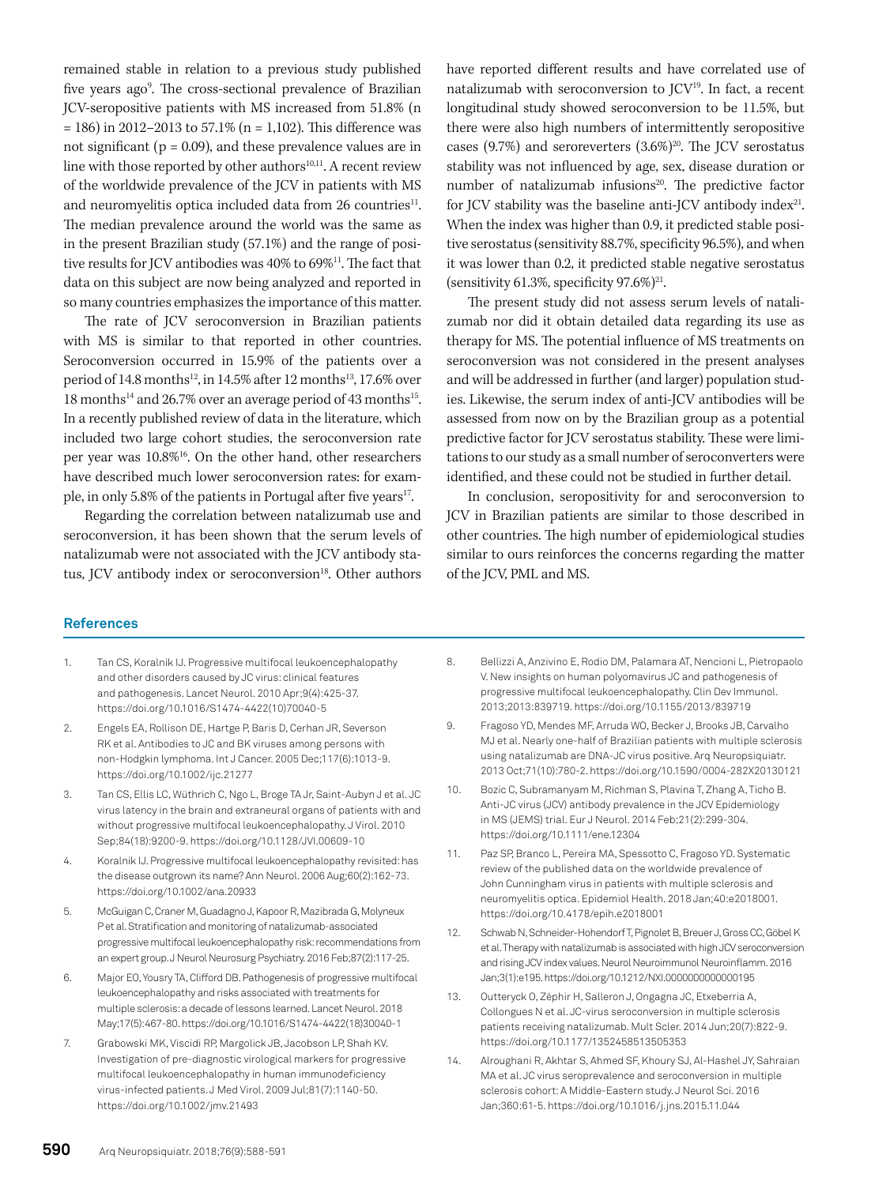remained stable in relation to a previous study published five years ago[9]. The cross-sectional prevalence of Brazilian JCV-seropositive patients with MS increased from 51.8% (n = 186) in 2012–2013 to 57.1% (n = 1,102). This difference was not significant (p = 0.09), and these prevalence values are in line with those reported by other authors[10,11]. A recent review of the worldwide prevalence of the JCV in patients with MS and neuromyelitis optica included data from 26 countries[11]. The median prevalence around the world was the same as in the present Brazilian study (57.1%) and the range of positive results for JCV antibodies was 40% to 69%[11]. The fact that data on this subject are now being analyzed and reported in so many countries emphasizes the importance of this matter.

The rate of JCV seroconversion in Brazilian patients with MS is similar to that reported in other countries. Seroconversion occurred in 15.9% of the patients over a period of 14.8 months[12], in 14.5% after 12 months[13], 17.6% over 18 months[14] and 26.7% over an average period of 43 months[15]. In a recently published review of data in the literature, which included two large cohort studies, the seroconversion rate per year was 10.8%[16]. On the other hand, other researchers have described much lower seroconversion rates: for example, in only 5.8% of the patients in Portugal after five years[17].

Regarding the correlation between natalizumab use and seroconversion, it has been shown that the serum levels of natalizumab were not associated with the JCV antibody status, JCV antibody index or seroconversion[18]. Other authors have reported different results and have correlated use of natalizumab with seroconversion to JCV[19]. In fact, a recent longitudinal study showed seroconversion to be 11.5%, but there were also high numbers of intermittently seropositive cases (9.7%) and serorerverters (3.6%)[20]. The JCV serostatus stability was not influenced by age, sex, disease duration or number of natalizumab infusions[20]. The predictive factor for JCV stability was the baseline anti-JCV antibody index[21]. When the index was higher than 0.9, it predicted stable positive serostatus (sensitivity 88.7%, specificity 96.5%), and when it was lower than 0.2, it predicted stable negative serostatus (sensitivity 61.3%, specificity 97.6%)[21].

The present study did not assess serum levels of natalizumab nor did it obtain detailed data regarding its use as therapy for MS. The potential influence of MS treatments on seroconversion was not considered in the present analyses and will be addressed in further (and larger) population studies. Likewise, the serum index of anti-JCV antibodies will be assessed from now on by the Brazilian group as a potential predictive factor for JCV serostatus stability. These were limitations to our study as a small number of seroconverters were identified, and these could not be studied in further detail.

In conclusion, seropositivity for and seroconversion to JCV in Brazilian patients are similar to those described in other countries. The high number of epidemiological studies similar to ours reinforces the concerns regarding the matter of the JCV, PML and MS.

## References

1. Tan CS, Koralnik IJ. Progressive multifocal leukoencephalopathy and other disorders caused by JC virus: clinical features and pathogenesis. Lancet Neurol. 2010 Apr;9(4):425-37. https://doi.org/10.1016/S1474-4422(10)70040-5
2. Engels EA, Rollison DE, Hartge P, Baris D, Cerhan JR, Severson RK et al. Antibodies to JC and BK viruses among persons with non-Hodgkin lymphoma. Int J Cancer. 2005 Dec;117(6):1013-9. https://doi.org/10.1002/ijc.21277
3. Tan CS, Ellis LC, Wüthrich C, Ngo L, Broge TA Jr, Saint-Aubyn J et al. JC virus latency in the brain and extraneural organs of patients with and without progressive multifocal leukoencephalopathy. J Virol. 2010 Sep;84(18):9200-9. https://doi.org/10.1128/JVI.00609-10
4. Koralnik IJ. Progressive multifocal leukoencephalopathy revisited: has the disease outgrown its name? Ann Neurol. 2006 Aug;60(2):162-73. https://doi.org/10.1002/ana.20933
5. McGuigan C, Craner M, Guadagno J, Kapoor R, Mazibrada G, Molyneux P et al. Stratification and monitoring of natalizumab-associated progressive multifocal leukoencephalopathy risk: recommendations from an expert group. J Neurol Neurosurg Psychiatry. 2016 Feb;87(2):117-25.
6. Major EO, Yousry TA, Clifford DB. Pathogenesis of progressive multifocal leukoencephalopathy and risks associated with treatments for multiple sclerosis: a decade of lessons learned. Lancet Neurol. 2018 May;17(5):467-80. https://doi.org/10.1016/S1474-4422(18)30040-1
7. Grabowski MK, Viscidi RP, Margolick JB, Jacobson LP, Shah KV. Investigation of pre-diagnostic virological markers for progressive multifocal leukoencephalopathy in human immunodeficiency virus-infected patients. J Med Virol. 2009 Jul;81(7):1140-50. https://doi.org/10.1002/jmv.21493
8. Bellizzi A, Anzivino E, Rodio DM, Palamara AT, Nencioni L, Pietropaolo V. New insights on human polyomavirus JC and pathogenesis of progressive multifocal leukoencephalopathy. Clin Dev Immunol. 2013;2013:839719. https://doi.org/10.1155/2013/839719
9. Fragoso YD, Mendes MF, Arruda WO, Becker J, Brooks JB, Carvalho MJ et al. Nearly one-half of Brazilian patients with multiple sclerosis using natalizumab are DNA-JC virus positive. Arq Neuropsiquiatr. 2013 Oct;71(10):780-2. https://doi.org/10.1590/0004-282X20130121
10. Bozic C, Subramanyam M, Richman S, Plavina T, Zhang A, Ticho B. Anti-JC virus (JCV) antibody prevalence in the JCV Epidemiology in MS (JEMS) trial. Eur J Neurol. 2014 Feb;21(2):299-304. https://doi.org/10.1111/ene.12304
11. Paz SP, Branco L, Pereira MA, Spessotto C, Fragoso YD. Systematic review of the published data on the worldwide prevalence of John Cunningham virus in patients with multiple sclerosis and neuromyelitis optica. Epidemiol Health. 2018 Jan;40:e2018001. https://doi.org/10.4178/epih.e2018001
12. Schwab N, Schneider-Hohendorf T, Pignolet B, Breuer J, Gross CC, Göbel K et al. Therapy with natalizumab is associated with high JCV seroconversion and rising JCV index values. Neurol Neuroimmunol Neuroinflamm. 2016 Jan;3(1):e195. https://doi.org/10.1212/NXI.0000000000000195
13. Outteryck O, Zéphir H, Salleron J, Ongagna JC, Etxeberria A, Collongues N et al. JC-virus seroconversion in multiple sclerosis patients receiving natalizumab. Mult Scler. 2014 Jun;20(7):822-9. https://doi.org/10.1177/1352458513505353
14. Alroughani R, Akhtar S, Ahmed SF, Khoury SJ, Al-Hashel JY, Sahraian MA et al. JC virus seroprevalence and seroconversion in multiple sclerosis cohort: A Middle-Eastern study. J Neurol Sci. 2016 Jan;360:61-5. https://doi.org/10.1016/j.jns.2015.11.044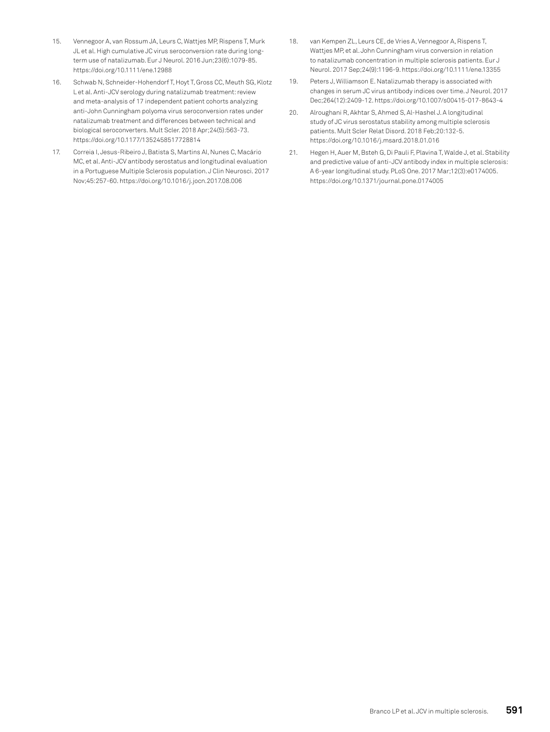15. Vennegoor A, van Rossum JA, Leurs C, Wattjes MP, Rispens T, Murk JL et al. High cumulative JC virus seroconversion rate during long-term use of natalizumab. Eur J Neurol. 2016 Jun;23(6):1079-85. https://doi.org/10.1111/ene.12988

16. Schwab N, Schneider-Hohendorf T, Hoyt T, Gross CC, Meuth SG, Klotz L et al. Anti-JCV serology during natalizumab treatment: review and meta-analysis of 17 independent patient cohorts analyzing anti-John Cunningham polyoma virus seroconversion rates under natalizumab treatment and differences between technical and biological seroconverters. Mult Scler. 2018 Apr;24(5):563-73. https://doi.org/10.1177/1352458517728814

17. Correia I, Jesus-Ribeiro J, Batista S, Martins AI, Nunes C, Macário MC, et al. Anti-JCV antibody serostatus and longitudinal evaluation in a Portuguese Multiple Sclerosis population. J Clin Neurosci. 2017 Nov;45:257-60. https://doi.org/10.1016/j.jocn.2017.08.006

18. van Kempen ZL, Leurs CE, de Vries A, Vennegoor A, Rispens T, Wattjes MP, et al. John Cunningham virus conversion in relation to natalizumab concentration in multiple sclerosis patients. Eur J Neurol. 2017 Sep;24(9):1196-9. https://doi.org/10.1111/ene.13355

19. Peters J, Williamson E. Natalizumab therapy is associated with changes in serum JC virus antibody indices over time. J Neurol. 2017 Dec;264(12):2409-12. https://doi.org/10.1007/s00415-017-8643-4

20. Alroughani R, Akhtar S, Ahmed S, Al-Hashel J. A longitudinal study of JC virus serostatus stability among multiple sclerosis patients. Mult Scler Relat Disord. 2018 Feb;20:132-5. https://doi.org/10.1016/j.msard.2018.01.016

21. Hegen H, Auer M, Bsteh G, Di Pauli F, Plavina T, Walde J, et al. Stability and predictive value of anti-JCV antibody index in multiple sclerosis: A 6-year longitudinal study. PLoS One. 2017 Mar;12(3):e0174005. https://doi.org/10.1371/journal.pone.0174005